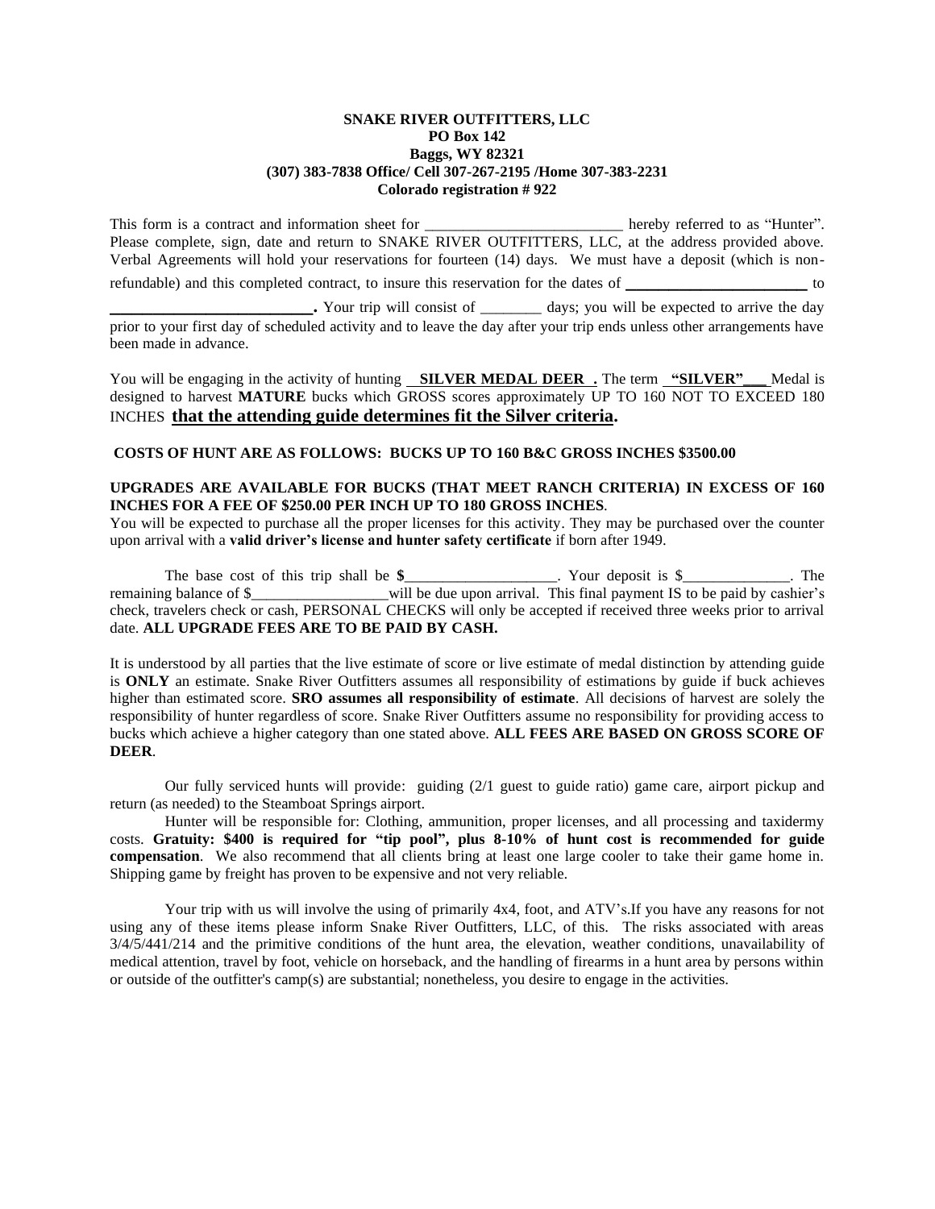**SNAKE RIVER OUTFITTERS, LLC**
**PO Box 142**
**Baggs, WY 82321**
**(307) 383-7838 Office/ Cell 307-267-2195 /Home 307-383-2231**
**Colorado registration # 922**

This form is a contract and information sheet for __________________________ hereby referred to as "Hunter". Please complete, sign, date and return to SNAKE RIVER OUTFITTERS, LLC, at the address provided above. Verbal Agreements will hold your reservations for fourteen (14) days. We must have a deposit (which is non-refundable) and this completed contract, to insure this reservation for the dates of **______________________** to **_________________________.** Your trip will consist of ________ days; you will be expected to arrive the day prior to your first day of scheduled activity and to leave the day after your trip ends unless other arrangements have been made in advance.

You will be engaging in the activity of hunting __**SILVER MEDAL DEER** __. The term __**"SILVER"**___ Medal is designed to harvest **MATURE** bucks which GROSS scores approximately UP TO 160 NOT TO EXCEED 180 INCHES **that the attending guide determines fit the Silver criteria.**

**COSTS OF HUNT ARE AS FOLLOWS: BUCKS UP TO 160 B&C GROSS INCHES $3500.00**

**UPGRADES ARE AVAILABLE FOR BUCKS (THAT MEET RANCH CRITERIA) IN EXCESS OF 160 INCHES FOR A FEE OF $250.00 PER INCH UP TO 180 GROSS INCHES**.
You will be expected to purchase all the proper licenses for this activity. They may be purchased over the counter upon arrival with a **valid driver's license and hunter safety certificate** if born after 1949.

The base cost of this trip shall be **$**___________________. Your deposit is $______________. The remaining balance of $__________________will be due upon arrival. This final payment IS to be paid by cashier's check, travelers check or cash, PERSONAL CHECKS will only be accepted if received three weeks prior to arrival date. **ALL UPGRADE FEES ARE TO BE PAID BY CASH.**

It is understood by all parties that the live estimate of score or live estimate of medal distinction by attending guide is **ONLY** an estimate. Snake River Outfitters assumes all responsibility of estimations by guide if buck achieves higher than estimated score. **SRO assumes all responsibility of estimate**. All decisions of harvest are solely the responsibility of hunter regardless of score. Snake River Outfitters assume no responsibility for providing access to bucks which achieve a higher category than one stated above. **ALL FEES ARE BASED ON GROSS SCORE OF DEER**.

Our fully serviced hunts will provide: guiding (2/1 guest to guide ratio) game care, airport pickup and return (as needed) to the Steamboat Springs airport.

Hunter will be responsible for: Clothing, ammunition, proper licenses, and all processing and taxidermy costs. **Gratuity: $400 is required for "tip pool", plus 8-10% of hunt cost is recommended for guide compensation**. We also recommend that all clients bring at least one large cooler to take their game home in. Shipping game by freight has proven to be expensive and not very reliable.

Your trip with us will involve the using of primarily 4x4, foot, and ATV's.If you have any reasons for not using any of these items please inform Snake River Outfitters, LLC, of this. The risks associated with areas 3/4/5/441/214 and the primitive conditions of the hunt area, the elevation, weather conditions, unavailability of medical attention, travel by foot, vehicle on horseback, and the handling of firearms in a hunt area by persons within or outside of the outfitter's camp(s) are substantial; nonetheless, you desire to engage in the activities.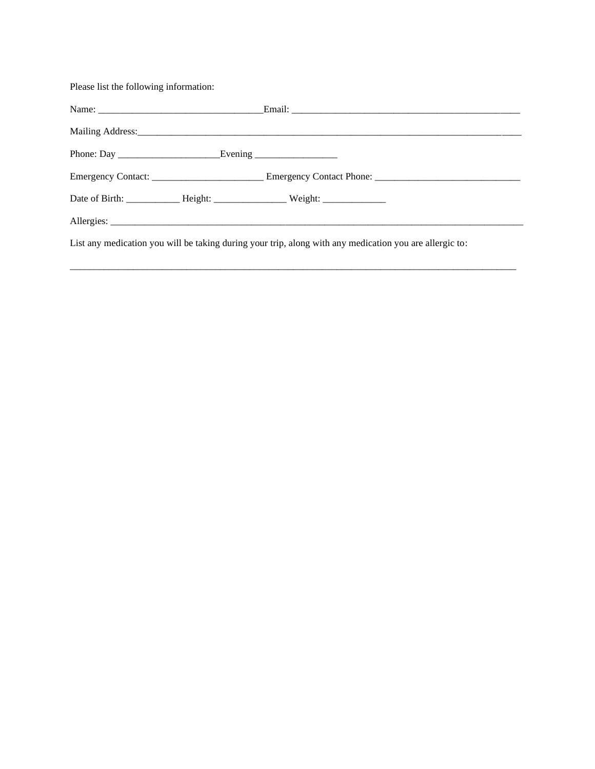Please list the following information:

Name: __________________________________Email: ________________________________________________

Mailing Address:____________________________________________________________________________________

Phone: Day _____________________Evening _________________

Emergency Contact: _______________________ Emergency Contact Phone: ______________________________

Date of Birth: ___________ Height: _______________ Weight: _____________

Allergies: ______________________________________________________________________________________________

List any medication you will be taking during your trip, along with any medication you are allergic to:

___________________________________________________________________________________________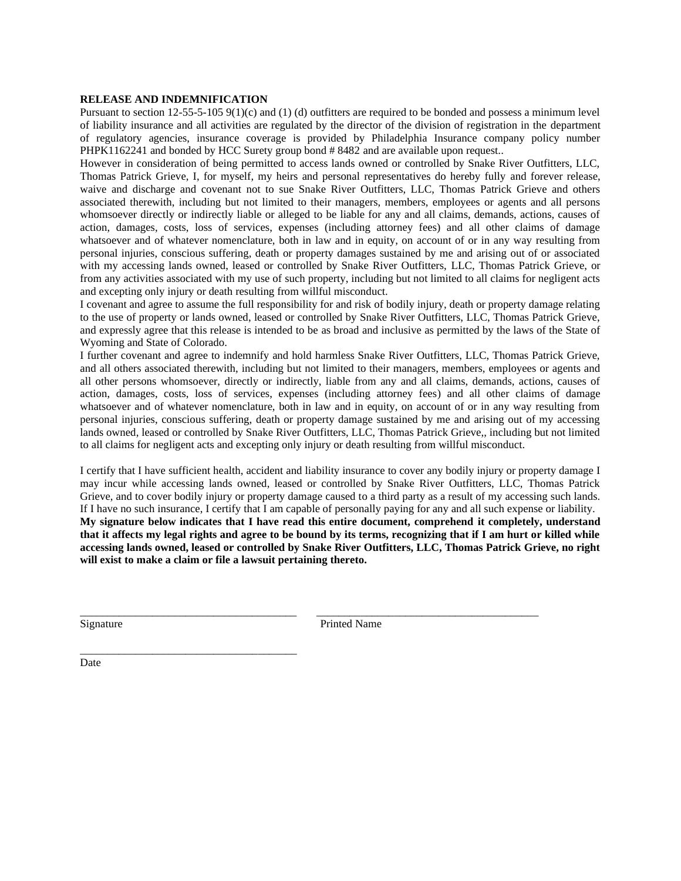**RELEASE AND INDEMNIFICATION**

Pursuant to section 12-55-5-105 9(1)(c) and (1) (d) outfitters are required to be bonded and possess a minimum level of liability insurance and all activities are regulated by the director of the division of registration in the department of regulatory agencies, insurance coverage is provided by Philadelphia Insurance company policy number PHPK1162241 and bonded by HCC Surety group bond # 8482 and are available upon request..

However in consideration of being permitted to access lands owned or controlled by Snake River Outfitters, LLC, Thomas Patrick Grieve, I, for myself, my heirs and personal representatives do hereby fully and forever release, waive and discharge and covenant not to sue Snake River Outfitters, LLC, Thomas Patrick Grieve and others associated therewith, including but not limited to their managers, members, employees or agents and all persons whomsoever directly or indirectly liable or alleged to be liable for any and all claims, demands, actions, causes of action, damages, costs, loss of services, expenses (including attorney fees) and all other claims of damage whatsoever and of whatever nomenclature, both in law and in equity, on account of or in any way resulting from personal injuries, conscious suffering, death or property damages sustained by me and arising out of or associated with my accessing lands owned, leased or controlled by Snake River Outfitters, LLC, Thomas Patrick Grieve, or from any activities associated with my use of such property, including but not limited to all claims for negligent acts and excepting only injury or death resulting from willful misconduct.

I covenant and agree to assume the full responsibility for and risk of bodily injury, death or property damage relating to the use of property or lands owned, leased or controlled by Snake River Outfitters, LLC, Thomas Patrick Grieve, and expressly agree that this release is intended to be as broad and inclusive as permitted by the laws of the State of Wyoming and State of Colorado.

I further covenant and agree to indemnify and hold harmless Snake River Outfitters, LLC, Thomas Patrick Grieve, and all others associated therewith, including but not limited to their managers, members, employees or agents and all other persons whomsoever, directly or indirectly, liable from any and all claims, demands, actions, causes of action, damages, costs, loss of services, expenses (including attorney fees) and all other claims of damage whatsoever and of whatever nomenclature, both in law and in equity, on account of or in any way resulting from personal injuries, conscious suffering, death or property damage sustained by me and arising out of my accessing lands owned, leased or controlled by Snake River Outfitters, LLC, Thomas Patrick Grieve,, including but not limited to all claims for negligent acts and excepting only injury or death resulting from willful misconduct.

I certify that I have sufficient health, accident and liability insurance to cover any bodily injury or property damage I may incur while accessing lands owned, leased or controlled by Snake River Outfitters, LLC, Thomas Patrick Grieve, and to cover bodily injury or property damage caused to a third party as a result of my accessing such lands. If I have no such insurance, I certify that I am capable of personally paying for any and all such expense or liability.

**My signature below indicates that I have read this entire document, comprehend it completely, understand that it affects my legal rights and agree to be bound by its terms, recognizing that if I am hurt or killed while accessing lands owned, leased or controlled by Snake River Outfitters, LLC, Thomas Patrick Grieve, no right will exist to make a claim or file a lawsuit pertaining thereto.**

\_\_\_\_\_\_\_\_\_\_\_\_\_\_\_\_\_\_\_\_\_\_\_\_\_\_\_\_\_\_\_\_\_\_\_\_\_\_\_\_ \_\_\_\_\_\_\_\_\_\_\_\_\_\_\_\_\_\_\_\_\_\_\_\_\_\_\_\_\_\_\_\_\_\_\_\_\_\_\_\_

Signature Printed Name

\_\_\_\_\_\_\_\_\_\_\_\_\_\_\_\_\_\_\_\_\_\_\_\_\_\_\_\_\_\_\_\_\_\_\_\_\_\_\_\_

Date